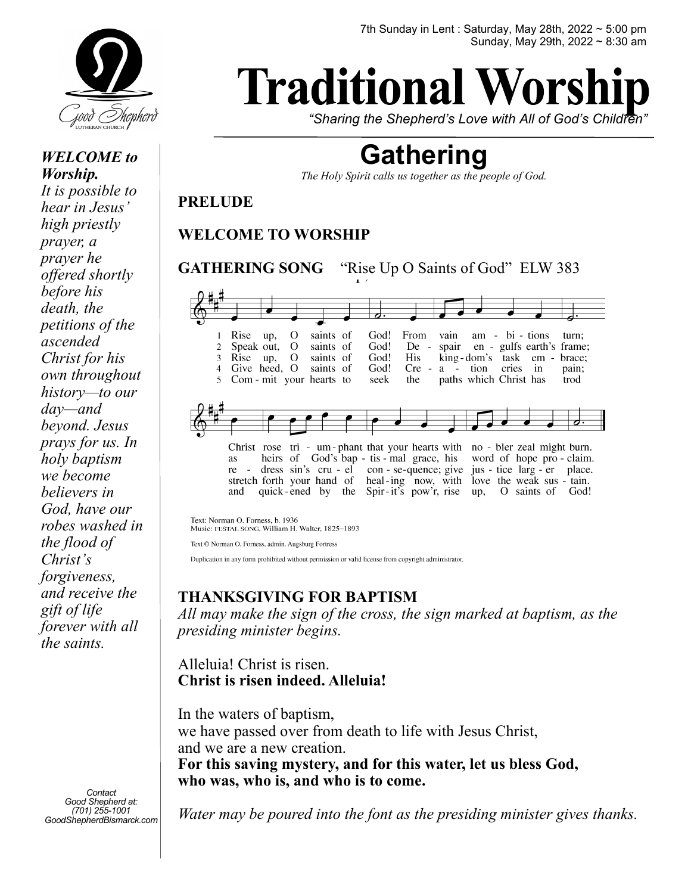7th Sunday in Lent : Saturday, May 28th, 2022 ~ 5:00 pm
Sunday, May 29th, 2022 ~ 8:30 am

# Traditional Worship

*"Sharing the Shepherd's Love with All of God's Children"*

***WELCOME to Worship.***
*It is possible to hear in Jesus' high priestly prayer, a prayer he offered shortly before his death, the petitions of the ascended Christ for his own throughout history—to our day—and beyond. Jesus prays for us. In holy baptism we become believers in God, have our robes washed in the flood of Christ's forgiveness, and receive the gift of life forever with all the saints.*

*Contact Good Shepherd at:*
*(701) 255-1001*
*GoodShepherdBismarck.com*

## Gathering

*The Holy Spirit calls us together as the people of God.*

**PRELUDE**

**WELCOME TO WORSHIP**

**GATHERING SONG** "Rise Up O Saints of God" ELW 383

1 Rise up, O saints of God! From vain ambitions turn; Christ rose triumphant that your hearts with nobler zeal might burn.
2 Speak out, O saints of God! Despair engulfs earth's frame; as heirs of God's baptismal grace, his word of hope proclaim.
3 Rise up, O saints of God! His kingdom's task embrace; redress sin's cruel consequence; give justice larger place.
4 Give heed, O saints of God! Creation cries in pain; stretch forth your hand of healing now, with love the weak sustain.
5 Commit your hearts to seek the paths which Christ has trod and quickened by the Spirit's pow'r, rise up, O saints of God!

Text: Norman O. Forness, b. 1936
Music: FESTAL SONG, William H. Walter, 1825–1893
Text © Norman O. Forness, admin. Augsburg Fortress
Duplication in any form prohibited without permission or valid license from copyright administrator.

**THANKSGIVING FOR BAPTISM**
*All may make the sign of the cross, the sign marked at baptism, as the presiding minister begins.*

Alleluia! Christ is risen.
**Christ is risen indeed. Alleluia!**

In the waters of baptism,
we have passed over from death to life with Jesus Christ,
and we are a new creation.
**For this saving mystery, and for this water, let us bless God,**
**who was, who is, and who is to come.**

*Water may be poured into the font as the presiding minister gives thanks.*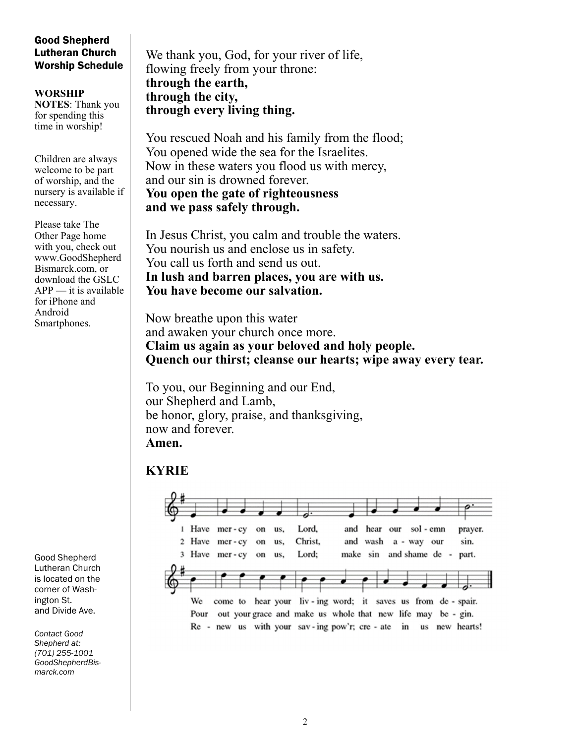**Good Shepherd Lutheran Church Worship Schedule**

**WORSHIP NOTES**: Thank you for spending this time in worship!

Children are always welcome to be part of worship, and the nursery is available if necessary.

Please take The Other Page home with you, check out www.GoodShepherdBismarck.com, or download the GSLC APP — it is available for iPhone and Android Smartphones.

Good Shepherd Lutheran Church is located on the corner of Washington St. and Divide Ave.

*Contact Good Shepherd at: (701) 255-1001 GoodShepherdBismarck.com*

We thank you, God, for your river of life,
flowing freely from your throne:
**through the earth,**
**through the city,**
**through every living thing.**

You rescued Noah and his family from the flood;
You opened wide the sea for the Israelites.
Now in these waters you flood us with mercy,
and our sin is drowned forever.
**You open the gate of righteousness**
**and we pass safely through.**

In Jesus Christ, you calm and trouble the waters.
You nourish us and enclose us in safety.
You call us forth and send us out.
**In lush and barren places, you are with us.**
**You have become our salvation.**

Now breathe upon this water
and awaken your church once more.
**Claim us again as your beloved and holy people.**
**Quench our thirst; cleanse our hearts; wipe away every tear.**

To you, our Beginning and our End,
our Shepherd and Lamb,
be honor, glory, praise, and thanksgiving,
now and forever.
**Amen.**

**KYRIE**

1 Have mer-cy on us, Lord, and hear our sol-emn prayer. We come to hear your liv-ing word; it saves us from de-spair.

2 Have mer-cy on us, Christ, and wash a-way our sin. Pour out your grace and make us whole that new life may be-gin.

3 Have mer-cy on us, Lord; make sin and shame de-part. Re-new us with your sav-ing pow'r; cre-ate in us new hearts!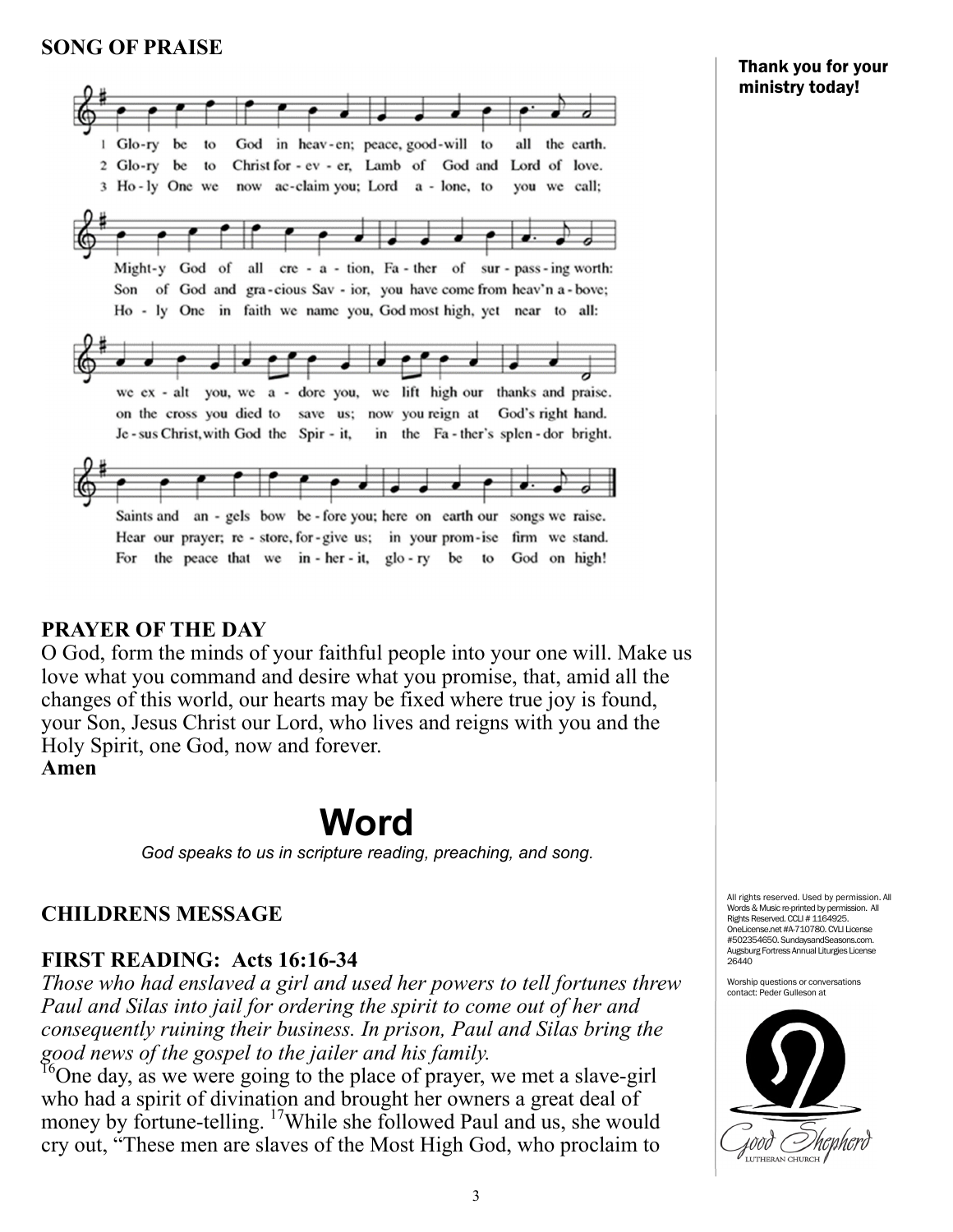**SONG OF PRAISE**

1 Glo-ry be to God in heav-en; peace, good-will to all the earth.
2 Glo-ry be to Christ for-ev-er, Lamb of God and Lord of love.
3 Ho-ly One we now ac-claim you; Lord a-lone, to you we call;

Might-y God of all cre-a-tion, Fa-ther of sur-pass-ing worth:
Son of God and gra-cious Sav-ior, you have come from heav'n a-bove;
Ho-ly One in faith we name you, God most high, yet near to all:

we ex-alt you, we a-dore you, we lift high our thanks and praise.
on the cross you died to save us; now you reign at God's right hand.
Je-sus Christ, with God the Spir-it, in the Fa-ther's splen-dor bright.

Saints and an-gels bow be-fore you; here on earth our songs we raise.
Hear our prayer; re-store, for-give us; in your prom-ise firm we stand.
For the peace that we in-her-it, glo-ry be to God on high!

**PRAYER OF THE DAY**

O God, form the minds of your faithful people into your one will. Make us love what you command and desire what you promise, that, amid all the changes of this world, our hearts may be fixed where true joy is found, your Son, Jesus Christ our Lord, who lives and reigns with you and the Holy Spirit, one God, now and forever.

**Amen**

# Word

*God speaks to us in scripture reading, preaching, and song.*

**CHILDRENS MESSAGE**

**FIRST READING: Acts 16:16-34**

*Those who had enslaved a girl and used her powers to tell fortunes threw Paul and Silas into jail for ordering the spirit to come out of her and consequently ruining their business. In prison, Paul and Silas bring the good news of the gospel to the jailer and his family.*

[16]One day, as we were going to the place of prayer, we met a slave-girl who had a spirit of divination and brought her owners a great deal of money by fortune-telling. [17]While she followed Paul and us, she would cry out, "These men are slaves of the Most High God, who proclaim to

**Thank you for your ministry today!**

All rights reserved. Used by permission. All Words & Music re-printed by permission. All Rights Reserved. CCLI # 1164925. OneLicense.net #A-710780. CVLI License #502354650. SundaysandSeasons.com. Augsburg Fortress Annual Liturgies License 26440

Worship questions or conversations contact: Peder Gulleson at

Good Shepherd LUTHERAN CHURCH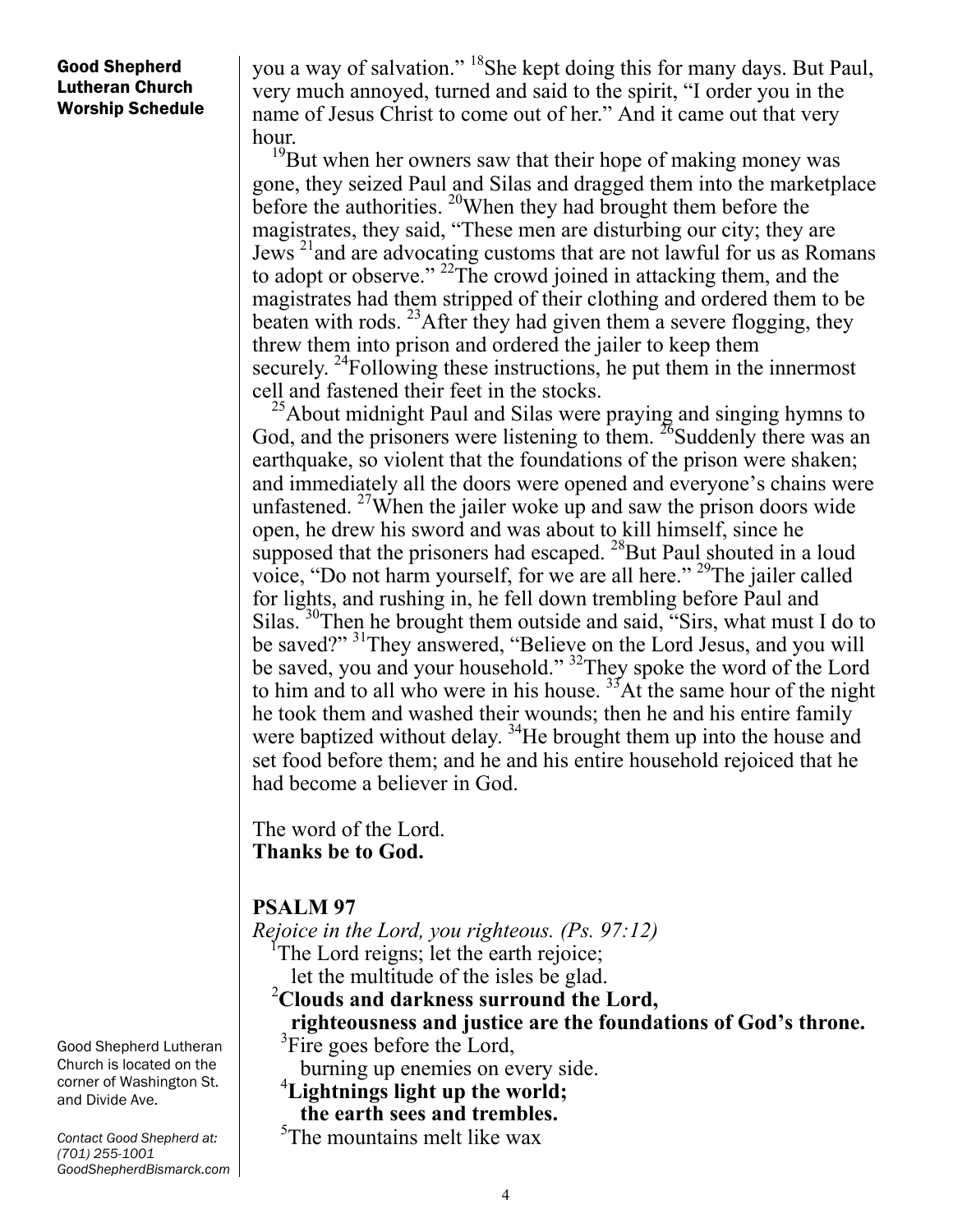**Good Shepherd Lutheran Church Worship Schedule**

you a way of salvation." [18]She kept doing this for many days. But Paul, very much annoyed, turned and said to the spirit, "I order you in the name of Jesus Christ to come out of her." And it came out that very hour.

[19]But when her owners saw that their hope of making money was gone, they seized Paul and Silas and dragged them into the marketplace before the authorities. [20]When they had brought them before the magistrates, they said, "These men are disturbing our city; they are Jews [21]and are advocating customs that are not lawful for us as Romans to adopt or observe." [22]The crowd joined in attacking them, and the magistrates had them stripped of their clothing and ordered them to be beaten with rods. [23]After they had given them a severe flogging, they threw them into prison and ordered the jailer to keep them securely. [24]Following these instructions, he put them in the innermost cell and fastened their feet in the stocks.

[25]About midnight Paul and Silas were praying and singing hymns to God, and the prisoners were listening to them. [26]Suddenly there was an earthquake, so violent that the foundations of the prison were shaken; and immediately all the doors were opened and everyone's chains were unfastened. [27]When the jailer woke up and saw the prison doors wide open, he drew his sword and was about to kill himself, since he supposed that the prisoners had escaped. [28]But Paul shouted in a loud voice, "Do not harm yourself, for we are all here." [29]The jailer called for lights, and rushing in, he fell down trembling before Paul and Silas. [30]Then he brought them outside and said, "Sirs, what must I do to be saved?" [31]They answered, "Believe on the Lord Jesus, and you will be saved, you and your household." [32]They spoke the word of the Lord to him and to all who were in his house. [33]At the same hour of the night he took them and washed their wounds; then he and his entire family were baptized without delay. [34]He brought them up into the house and set food before them; and he and his entire household rejoiced that he had become a believer in God.

The word of the Lord.
**Thanks be to God.**

**PSALM 97**

*Rejoice in the Lord, you righteous. (Ps. 97:12)*

[1]The Lord reigns; let the earth rejoice;
let the multitude of the isles be glad.
**[2]Clouds and darkness surround the Lord,**
**righteousness and justice are the foundations of God's throne.**
[3]Fire goes before the Lord,
burning up enemies on every side.
**[4]Lightnings light up the world;**
**the earth sees and trembles.**
[5]The mountains melt like wax

Good Shepherd Lutheran Church is located on the corner of Washington St. and Divide Ave.

*Contact Good Shepherd at: (701) 255-1001 GoodShepherdBismarck.com*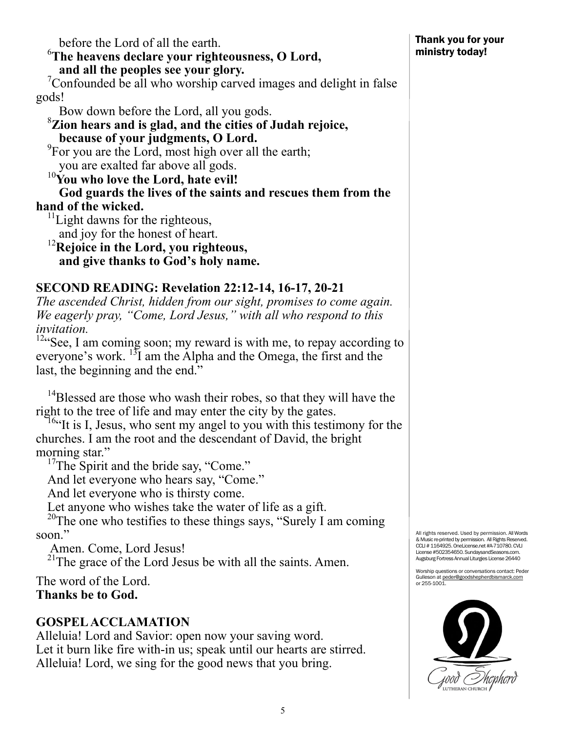before the Lord of all the earth.

[6]**The heavens declare your righteousness, O Lord,**
**and all the peoples see your glory.**

[7]Confounded be all who worship carved images and delight in false gods!
Bow down before the Lord, all you gods.

[8]**Zion hears and is glad, and the cities of Judah rejoice,**
**because of your judgments, O Lord.**

[9]For you are the Lord, most high over all the earth;
you are exalted far above all gods.

[10]**You who love the Lord, hate evil!**
**God guards the lives of the saints and rescues them from the hand of the wicked.**

[11]Light dawns for the righteous,
and joy for the honest of heart.

[12]**Rejoice in the Lord, you righteous,**
**and give thanks to God's holy name.**

## SECOND READING: Revelation 22:12-14, 16-17, 20-21

*The ascended Christ, hidden from our sight, promises to come again. We eagerly pray, "Come, Lord Jesus," with all who respond to this invitation.*

[12]"See, I am coming soon; my reward is with me, to repay according to everyone's work. [13]I am the Alpha and the Omega, the first and the last, the beginning and the end."

[14]Blessed are those who wash their robes, so that they will have the right to the tree of life and may enter the city by the gates.

[16]"It is I, Jesus, who sent my angel to you with this testimony for the churches. I am the root and the descendant of David, the bright morning star."

[17]The Spirit and the bride say, "Come."
And let everyone who hears say, "Come."
And let everyone who is thirsty come.
Let anyone who wishes take the water of life as a gift.

[20]The one who testifies to these things says, "Surely I am coming soon."
Amen. Come, Lord Jesus!

[21]The grace of the Lord Jesus be with all the saints. Amen.

The word of the Lord.
**Thanks be to God.**

## GOSPEL ACCLAMATION

Alleluia! Lord and Savior: open now your saving word.
Let it burn like fire with-in us; speak until our hearts are stirred.
Alleluia! Lord, we sing for the good news that you bring.

**Thank you for your ministry today!**

All rights reserved. Used by permission. All Words & Music re-printed by permission. All Rights Reserved. CCLI # 1164925. OneLicense.net #A-710780. CVLI License #502354650. SundaysandSeasons.com. Augsburg Fortress Annual Liturgies License 26440

Worship questions or conversations contact: Peder Gulleson at peder@goodshepherdbismarck.com or 255-1001.

Good Shepherd Lutheran Church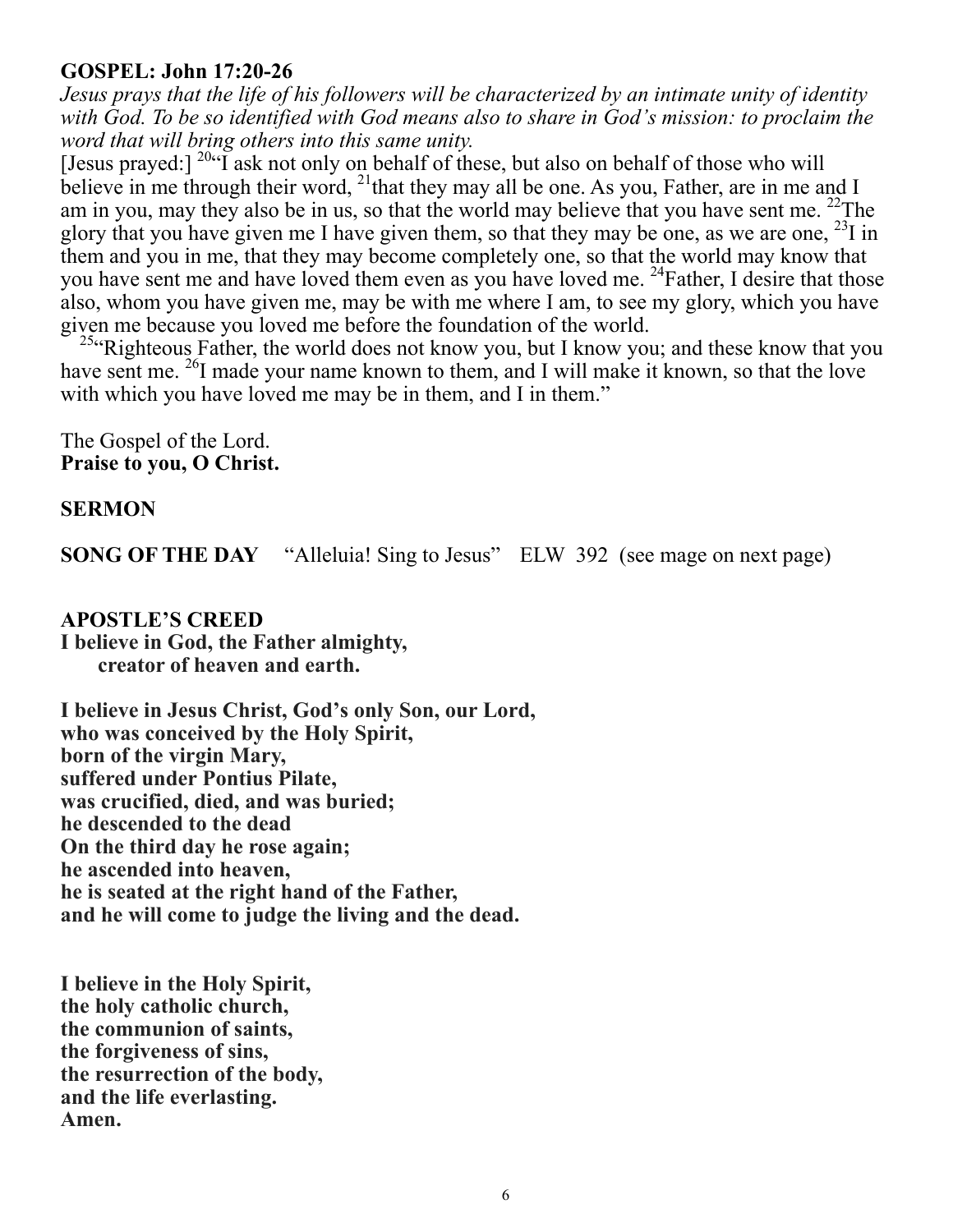**GOSPEL: John 17:20-26**

*Jesus prays that the life of his followers will be characterized by an intimate unity of identity with God. To be so identified with God means also to share in God's mission: to proclaim the word that will bring others into this same unity.*

[Jesus prayed:] [20]"I ask not only on behalf of these, but also on behalf of those who will believe in me through their word, [21]that they may all be one. As you, Father, are in me and I am in you, may they also be in us, so that the world may believe that you have sent me. [22]The glory that you have given me I have given them, so that they may be one, as we are one, [23]I in them and you in me, that they may become completely one, so that the world may know that you have sent me and have loved them even as you have loved me. [24]Father, I desire that those also, whom you have given me, may be with me where I am, to see my glory, which you have given me because you loved me before the foundation of the world.

[25]"Righteous Father, the world does not know you, but I know you; and these know that you have sent me. [26]I made your name known to them, and I will make it known, so that the love with which you have loved me may be in them, and I in them."

The Gospel of the Lord.
**Praise to you, O Christ.**

**SERMON**

**SONG OF THE DAY** "Alleluia! Sing to Jesus" ELW 392 (see mage on next page)

**APOSTLE'S CREED**

**I believe in God, the Father almighty,
creator of heaven and earth.**

**I believe in Jesus Christ, God's only Son, our Lord,
who was conceived by the Holy Spirit,
born of the virgin Mary,
suffered under Pontius Pilate,
was crucified, died, and was buried;
he descended to the dead
On the third day he rose again;
he ascended into heaven,
he is seated at the right hand of the Father,
and he will come to judge the living and the dead.**

**I believe in the Holy Spirit,
the holy catholic church,
the communion of saints,
the forgiveness of sins,
the resurrection of the body,
and the life everlasting.
Amen.**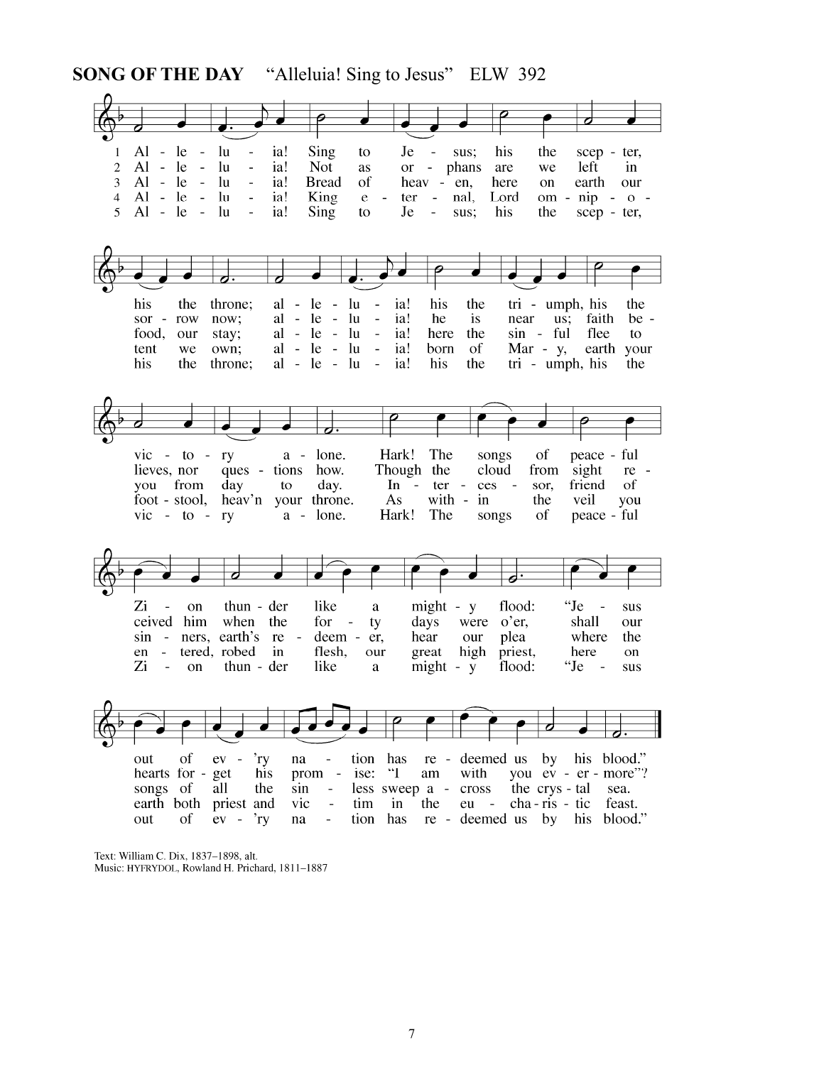**SONG OF THE DAY** "Alleluia! Sing to Jesus" ELW 392

1 Alleluia! Sing to Jesus; his the scepter, his the throne; alleluia! his the triumph, his the victory alone. Hark! The songs of peaceful Zion thunder like a mighty flood: "Jesus out of every nation has redeemed us by his blood."

2 Alleluia! Not as orphans are we left in sorrow now; alleluia! he is near us; faith believes, nor questions how. Though the cloud from sight received him when the forty days were o'er, shall our hearts forget his promise: "I am with you evermore"?

3 Alleluia! Bread of heaven, here on earth our food, our stay; alleluia! here the sinful flee to you from day to day. Intercessor, friend of sinners, earth's redeemer, hear our plea where the songs of all the sinless sweep across the crystal sea.

4 Alleluia! King eternal, Lord omnipotent we own; alleluia! born of Mary, earth your footstool, heav'n your throne. As within the veil you entered, robed in flesh, our great high priest, here on earth both priest and victim in the eucharistic feast.

5 Alleluia! Sing to Jesus; his the scepter, his the throne; alleluia! his the triumph, his the victory alone. Hark! The songs of peaceful Zion thunder like a mighty flood: "Jesus out of every nation has redeemed us by his blood."

Text: William C. Dix, 1837–1898, alt.
Music: HYFRYDOL, Rowland H. Prichard, 1811–1887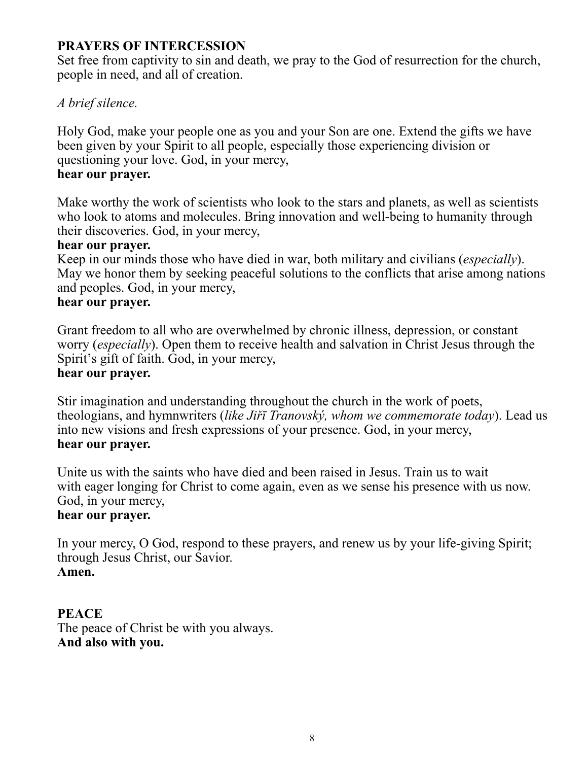**PRAYERS OF INTERCESSION**
Set free from captivity to sin and death, we pray to the God of resurrection for the church, people in need, and all of creation.

*A brief silence.*

Holy God, make your people one as you and your Son are one. Extend the gifts we have been given by your Spirit to all people, especially those experiencing division or questioning your love. God, in your mercy,
**hear our prayer.**

Make worthy the work of scientists who look to the stars and planets, as well as scientists who look to atoms and molecules. Bring innovation and well-being to humanity through their discoveries. God, in your mercy,
**hear our prayer.**
Keep in our minds those who have died in war, both military and civilians (*especially*). May we honor them by seeking peaceful solutions to the conflicts that arise among nations and peoples. God, in your mercy,
**hear our prayer.**

Grant freedom to all who are overwhelmed by chronic illness, depression, or constant worry (*especially*). Open them to receive health and salvation in Christ Jesus through the Spirit's gift of faith. God, in your mercy,
**hear our prayer.**

Stir imagination and understanding throughout the church in the work of poets, theologians, and hymnwriters (*like Jiřī Tranovský, whom we commemorate today*). Lead us into new visions and fresh expressions of your presence. God, in your mercy,
**hear our prayer.**

Unite us with the saints who have died and been raised in Jesus. Train us to wait with eager longing for Christ to come again, even as we sense his presence with us now. God, in your mercy,
**hear our prayer.**

In your mercy, O God, respond to these prayers, and renew us by your life-giving Spirit; through Jesus Christ, our Savior.
**Amen.**

**PEACE**
The peace of Christ be with you always.
**And also with you.**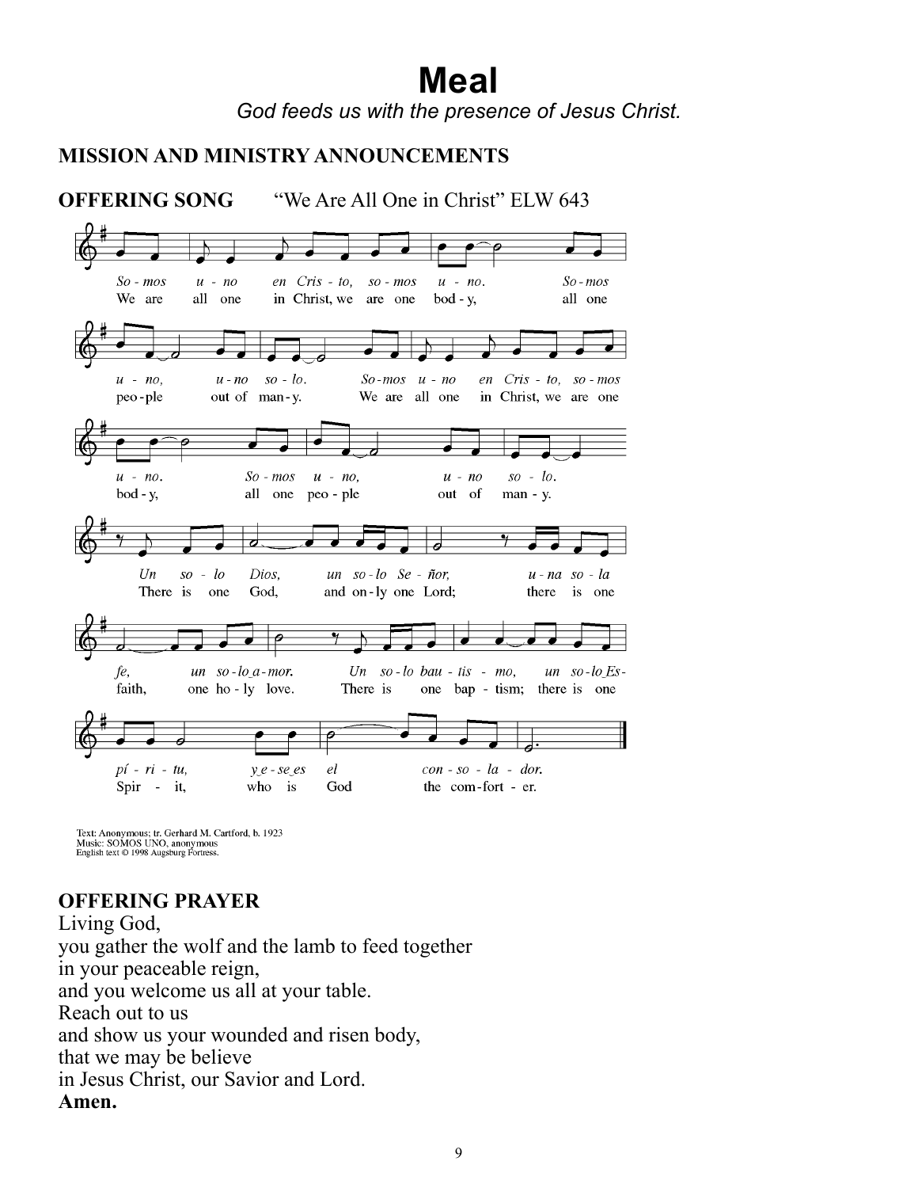# Meal

*God feeds us with the presence of Jesus Christ.*

**MISSION AND MINISTRY ANNOUNCEMENTS**

**OFFERING SONG** "We Are All One in Christ" ELW 643

*Somos uno en Cristo, somos uno. Somos uno, uno solo. Somos uno en Cristo, somos uno. Somos uno, uno solo.*

We are all one in Christ, we are one body, all one people out of many. We are all one in Christ, we are one body, all one people out of many.

*Un solo Dios, un solo Señor, una sola fe, un solo amor. Un solo bautismo, un solo Espíritu, y ese es el consolador.*

There is one God, and only one Lord; there is one faith, one holy love. There is one baptism; there is one Spirit, who is God the comforter.

Text: Anonymous; tr. Gerhard M. Cartford, b. 1923
Music: SOMOS UNO, anonymous
English text © 1998 Augsburg Fortress.

**OFFERING PRAYER**

Living God,
you gather the wolf and the lamb to feed together
in your peaceable reign,
and you welcome us all at your table.
Reach out to us
and show us your wounded and risen body,
that we may be believe
in Jesus Christ, our Savior and Lord.
**Amen.**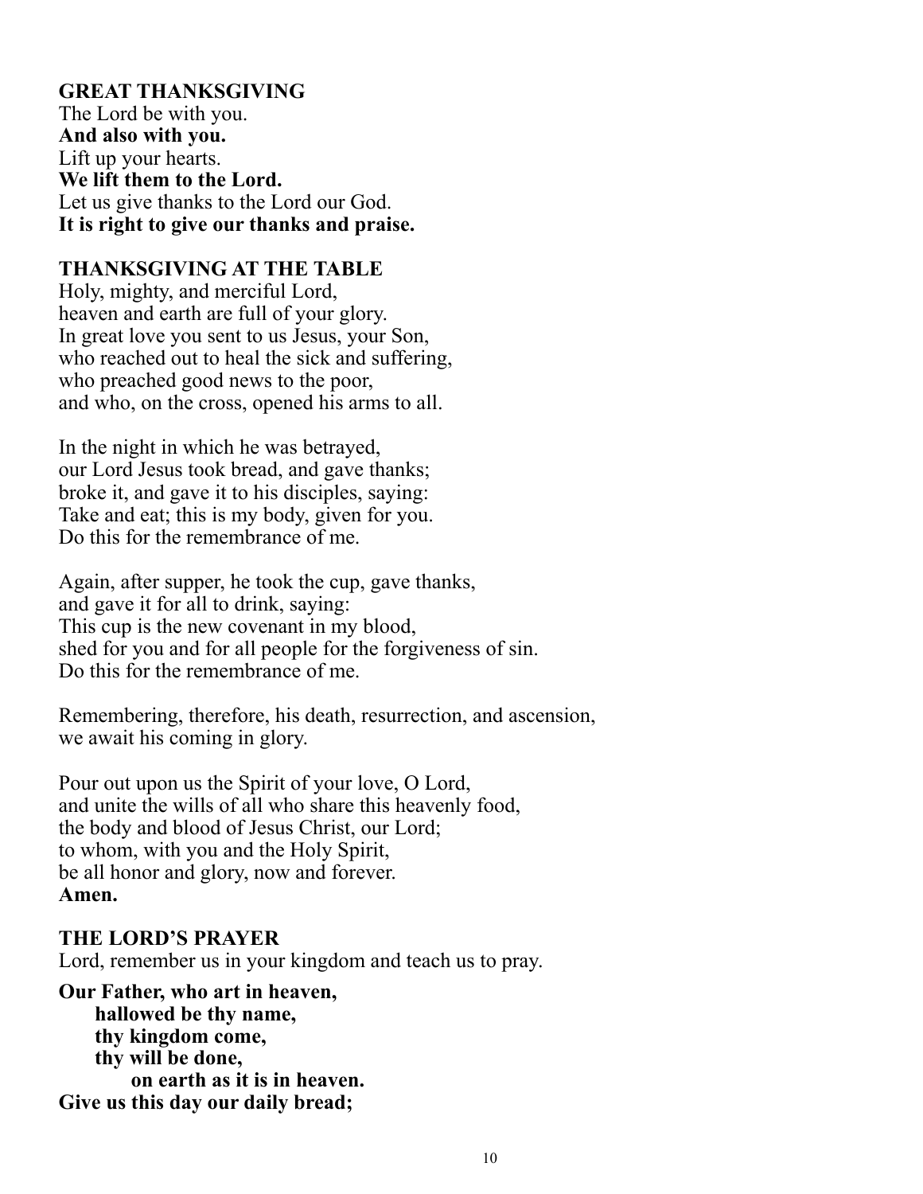**GREAT THANKSGIVING**
The Lord be with you.
**And also with you.**
Lift up your hearts.
**We lift them to the Lord.**
Let us give thanks to the Lord our God.
**It is right to give our thanks and praise.**

**THANKSGIVING AT THE TABLE**
Holy, mighty, and merciful Lord,
heaven and earth are full of your glory.
In great love you sent to us Jesus, your Son,
who reached out to heal the sick and suffering,
who preached good news to the poor,
and who, on the cross, opened his arms to all.

In the night in which he was betrayed,
our Lord Jesus took bread, and gave thanks;
broke it, and gave it to his disciples, saying:
Take and eat; this is my body, given for you.
Do this for the remembrance of me.

Again, after supper, he took the cup, gave thanks,
and gave it for all to drink, saying:
This cup is the new covenant in my blood,
shed for you and for all people for the forgiveness of sin.
Do this for the remembrance of me.

Remembering, therefore, his death, resurrection, and ascension,
we await his coming in glory.

Pour out upon us the Spirit of your love, O Lord,
and unite the wills of all who share this heavenly food,
the body and blood of Jesus Christ, our Lord;
to whom, with you and the Holy Spirit,
be all honor and glory, now and forever.
**Amen.**

**THE LORD'S PRAYER**
Lord, remember us in your kingdom and teach us to pray.

**Our Father, who art in heaven,**
**hallowed be thy name,**
**thy kingdom come,**
**thy will be done,**
**on earth as it is in heaven.**
**Give us this day our daily bread;**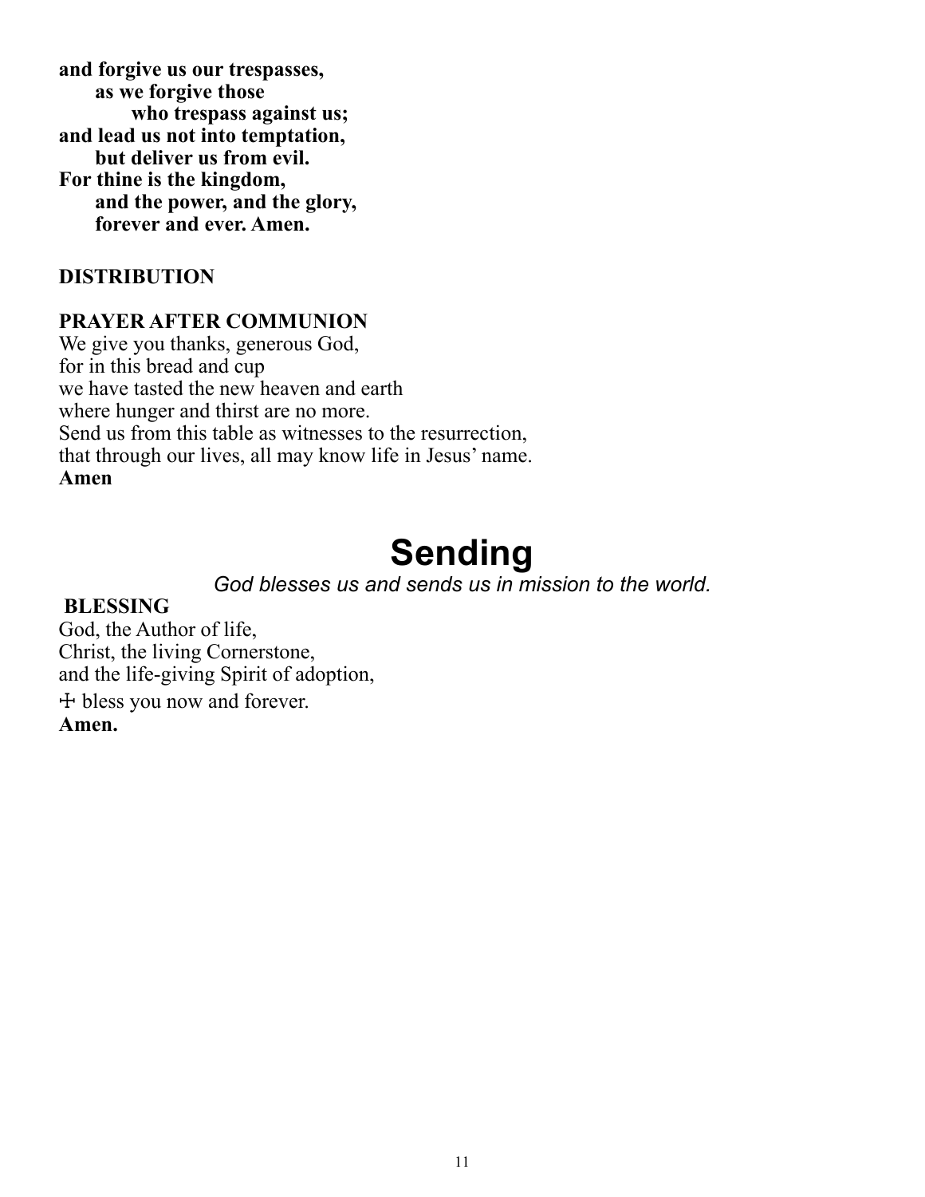**and forgive us our trespasses,**
**as we forgive those**
**who trespass against us;**
**and lead us not into temptation,**
**but deliver us from evil.**
**For thine is the kingdom,**
**and the power, and the glory,**
**forever and ever. Amen.**

**DISTRIBUTION**

**PRAYER AFTER COMMUNION**
We give you thanks, generous God,
for in this bread and cup
we have tasted the new heaven and earth
where hunger and thirst are no more.
Send us from this table as witnesses to the resurrection,
that through our lives, all may know life in Jesus' name.
**Amen**

# Sending

*God blesses us and sends us in mission to the world.*

**BLESSING**
God, the Author of life,
Christ, the living Cornerstone,
and the life-giving Spirit of adoption,
☩ bless you now and forever.
**Amen.**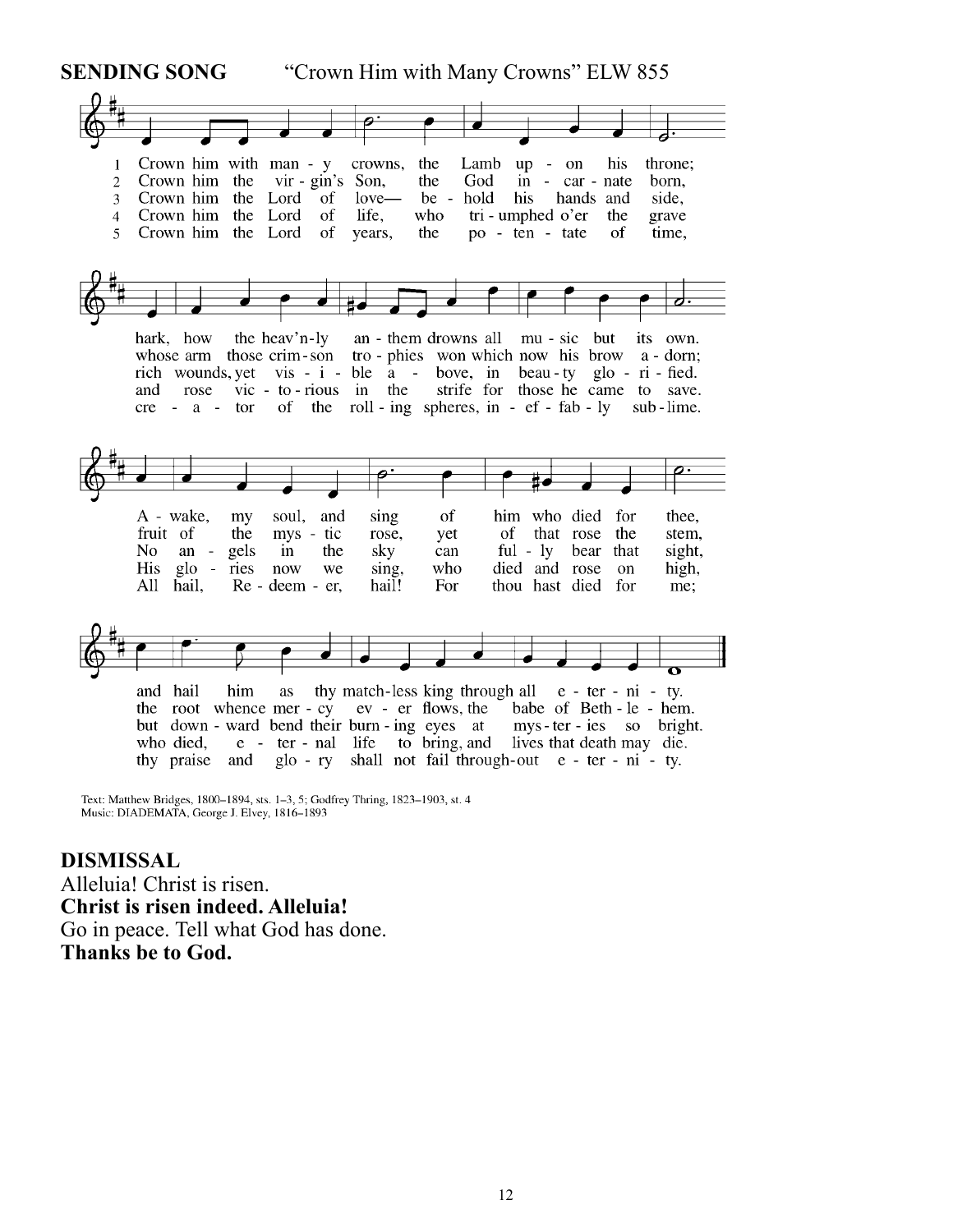**SENDING SONG** "Crown Him with Many Crowns" ELW 855

1 Crown him with many crowns, the Lamb upon his throne;
hark, how the heav'nly anthem drowns all music but its own.
Awake, my soul, and sing of him who died for thee,
and hail him as thy matchless king through all eternity.

2 Crown him the virgin's Son, the God incarnate born,
whose arm those crimson trophies won which now his brow adorn;
fruit of the mystic rose, yet of that rose the stem,
the root whence mercy ever flows, the babe of Bethlehem.

3 Crown him the Lord of love— behold his hands and side,
rich wounds, yet visible above, in beauty glorified.
No angels in the sky can fully bear that sight,
but downward bend their burning eyes at mysteries so bright.

4 Crown him the Lord of life, who triumphed o'er the grave
and rose victorious in the strife for those he came to save.
His glories now we sing, who died and rose on high,
who died, eternal life to bring, and lives that death may die.

5 Crown him the Lord of years, the potentate of time,
creator of the rolling spheres, ineffably sublime.
All hail, Redeemer, hail! For thou hast died for me;
thy praise and glory shall not fail throughout eternity.

Text: Matthew Bridges, 1800–1894, sts. 1–3, 5; Godfrey Thring, 1823–1903, st. 4
Music: DIADEMATA, George J. Elvey, 1816–1893

**DISMISSAL**

Alleluia! Christ is risen.
**Christ is risen indeed. Alleluia!**
Go in peace. Tell what God has done.
**Thanks be to God.**